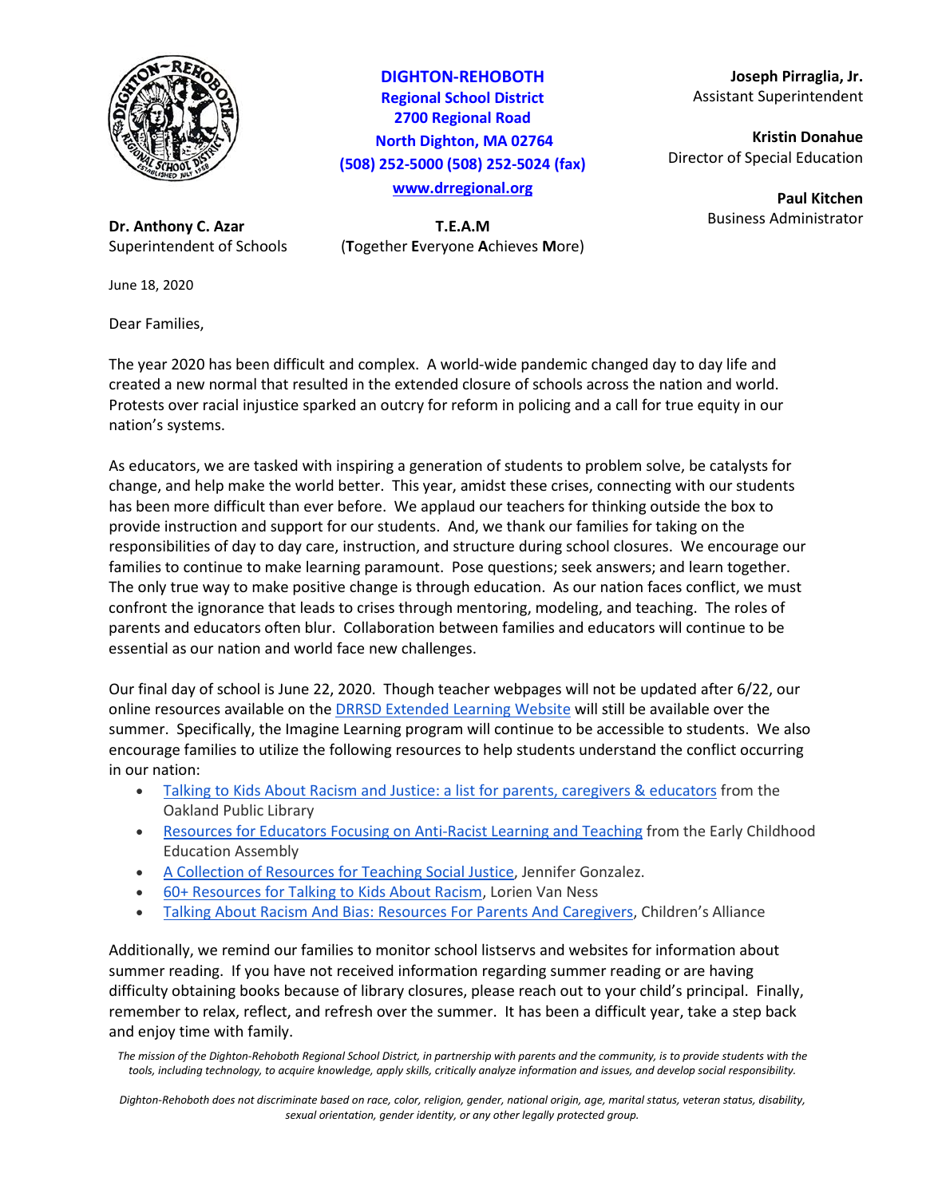**DIGHTON-REHOBOTH**
**Regional School District**
**2700 Regional Road**
**North Dighton, MA 02764**
**(508) 252-5000 (508) 252-5024 (fax)**
**[www.drregional.org](www.drregional.org)**

**Joseph Pirraglia, Jr.**
Assistant Superintendent

**Kristin Donahue**
Director of Special Education

**Paul Kitchen**
Business Administrator

**Dr. Anthony C. Azar**
Superintendent of Schools

**T.E.A.M**
(**T**ogether **E**veryone **A**chieves **M**ore)

June 18, 2020

Dear Families,

The year 2020 has been difficult and complex. A world-wide pandemic changed day to day life and created a new normal that resulted in the extended closure of schools across the nation and world. Protests over racial injustice sparked an outcry for reform in policing and a call for true equity in our nation's systems.

As educators, we are tasked with inspiring a generation of students to problem solve, be catalysts for change, and help make the world better. This year, amidst these crises, connecting with our students has been more difficult than ever before. We applaud our teachers for thinking outside the box to provide instruction and support for our students. And, we thank our families for taking on the responsibilities of day to day care, instruction, and structure during school closures. We encourage our families to continue to make learning paramount. Pose questions; seek answers; and learn together. The only true way to make positive change is through education. As our nation faces conflict, we must confront the ignorance that leads to crises through mentoring, modeling, and teaching. The roles of parents and educators often blur. Collaboration between families and educators will continue to be essential as our nation and world face new challenges.

Our final day of school is June 22, 2020. Though teacher webpages will not be updated after 6/22, our online resources available on the DRRSD Extended Learning Website will still be available over the summer. Specifically, the Imagine Learning program will continue to be accessible to students. We also encourage families to utilize the following resources to help students understand the conflict occurring in our nation:

- Talking to Kids About Racism and Justice: a list for parents, caregivers & educators from the Oakland Public Library
- Resources for Educators Focusing on Anti-Racist Learning and Teaching from the Early Childhood Education Assembly
- A Collection of Resources for Teaching Social Justice, Jennifer Gonzalez.
- 60+ Resources for Talking to Kids About Racism, Lorien Van Ness
- Talking About Racism And Bias: Resources For Parents And Caregivers, Children's Alliance

Additionally, we remind our families to monitor school listservs and websites for information about summer reading. If you have not received information regarding summer reading or are having difficulty obtaining books because of library closures, please reach out to your child's principal. Finally, remember to relax, reflect, and refresh over the summer. It has been a difficult year, take a step back and enjoy time with family.

*The mission of the Dighton-Rehoboth Regional School District, in partnership with parents and the community, is to provide students with the tools, including technology, to acquire knowledge, apply skills, critically analyze information and issues, and develop social responsibility.*

*Dighton-Rehoboth does not discriminate based on race, color, religion, gender, national origin, age, marital status, veteran status, disability, sexual orientation, gender identity, or any other legally protected group.*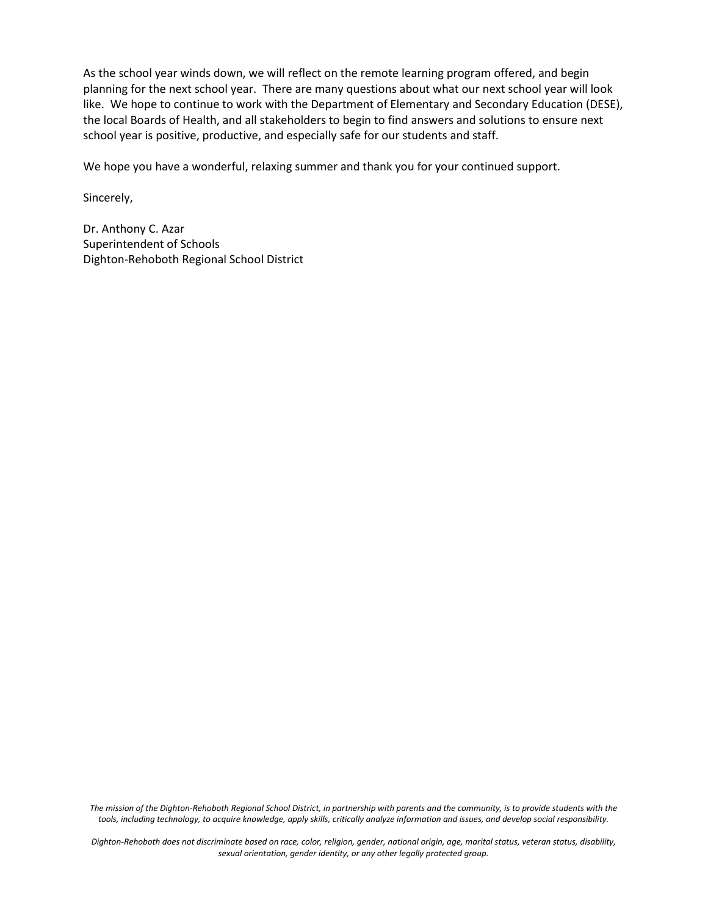As the school year winds down, we will reflect on the remote learning program offered, and begin planning for the next school year. There are many questions about what our next school year will look like. We hope to continue to work with the Department of Elementary and Secondary Education (DESE), the local Boards of Health, and all stakeholders to begin to find answers and solutions to ensure next school year is positive, productive, and especially safe for our students and staff.

We hope you have a wonderful, relaxing summer and thank you for your continued support.

Sincerely,

Dr. Anthony C. Azar
Superintendent of Schools
Dighton-Rehoboth Regional School District

*The mission of the Dighton-Rehoboth Regional School District, in partnership with parents and the community, is to provide students with the tools, including technology, to acquire knowledge, apply skills, critically analyze information and issues, and develop social responsibility.*

*Dighton-Rehoboth does not discriminate based on race, color, religion, gender, national origin, age, marital status, veteran status, disability, sexual orientation, gender identity, or any other legally protected group.*